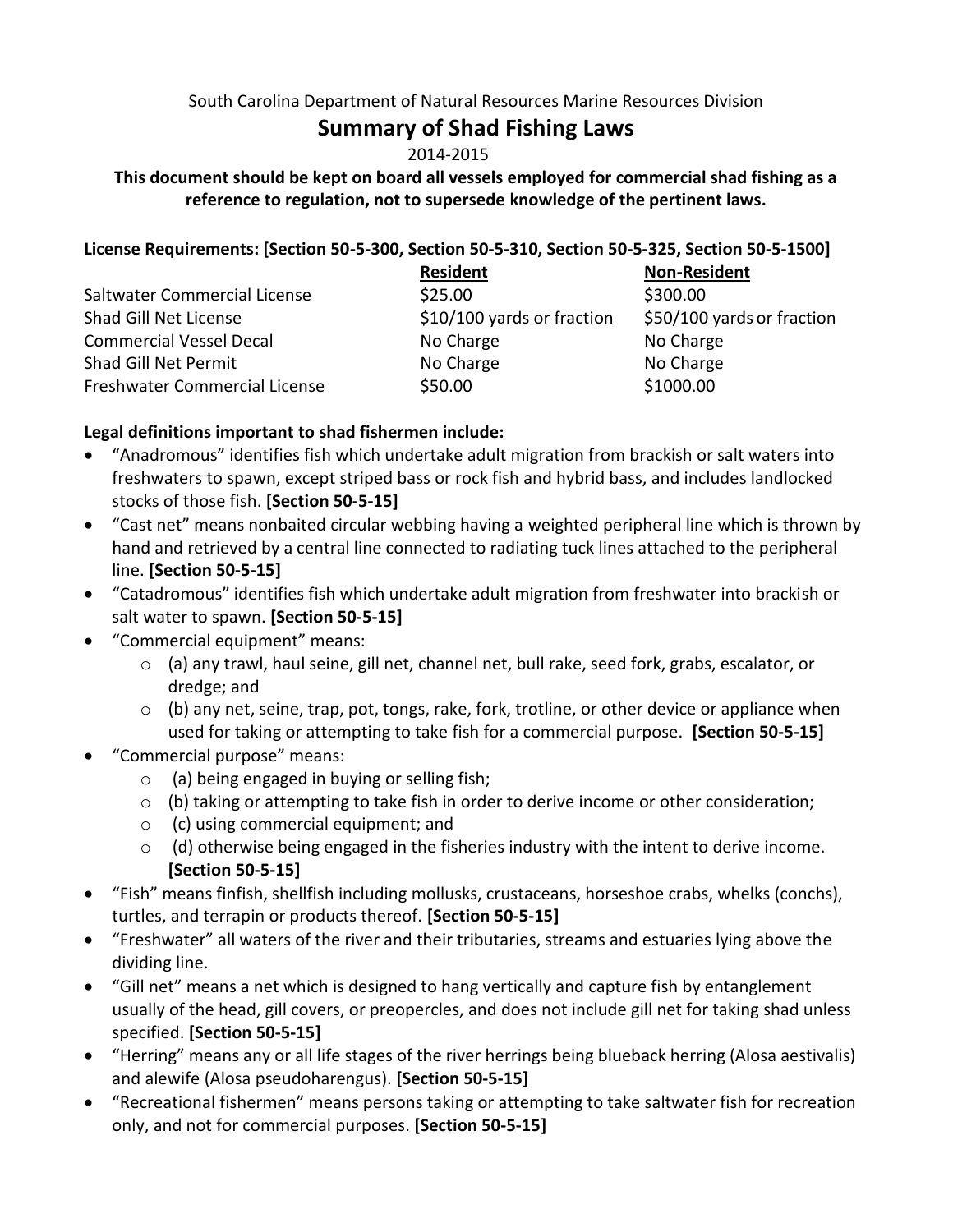South Carolina Department of Natural Resources Marine Resources Division

# Summary of Shad Fishing Laws

2014-2015

**This document should be kept on board all vessels employed for commercial shad fishing as a reference to regulation, not to supersede knowledge of the pertinent laws.**

**License Requirements: [Section 50-5-300, Section 50-5-310, Section 50-5-325, Section 50-5-1500]**

| | **Resident** | **Non-Resident** |
|---|---|---|
| Saltwater Commercial License | $25.00 | $300.00 |
| Shad Gill Net License | $10/100 yards or fraction | $50/100 yards or fraction |
| Commercial Vessel Decal | No Charge | No Charge |
| Shad Gill Net Permit | No Charge | No Charge |
| Freshwater Commercial License | $50.00 | $1000.00 |

**Legal definitions important to shad fishermen include:**

- "Anadromous" identifies fish which undertake adult migration from brackish or salt waters into freshwaters to spawn, except striped bass or rock fish and hybrid bass, and includes landlocked stocks of those fish. **[Section 50-5-15]**
- "Cast net" means nonbaited circular webbing having a weighted peripheral line which is thrown by hand and retrieved by a central line connected to radiating tuck lines attached to the peripheral line. **[Section 50-5-15]**
- "Catadromous" identifies fish which undertake adult migration from freshwater into brackish or salt water to spawn. **[Section 50-5-15]**
- "Commercial equipment" means:
  - (a) any trawl, haul seine, gill net, channel net, bull rake, seed fork, grabs, escalator, or dredge; and
  - (b) any net, seine, trap, pot, tongs, rake, fork, trotline, or other device or appliance when used for taking or attempting to take fish for a commercial purpose. **[Section 50-5-15]**
- "Commercial purpose" means:
  - (a) being engaged in buying or selling fish;
  - (b) taking or attempting to take fish in order to derive income or other consideration;
  - (c) using commercial equipment; and
  - (d) otherwise being engaged in the fisheries industry with the intent to derive income. **[Section 50-5-15]**
- "Fish" means finfish, shellfish including mollusks, crustaceans, horseshoe crabs, whelks (conchs), turtles, and terrapin or products thereof. **[Section 50-5-15]**
- "Freshwater" all waters of the river and their tributaries, streams and estuaries lying above the dividing line.
- "Gill net" means a net which is designed to hang vertically and capture fish by entanglement usually of the head, gill covers, or preopercles, and does not include gill net for taking shad unless specified. **[Section 50-5-15]**
- "Herring" means any or all life stages of the river herrings being blueback herring (Alosa aestivalis) and alewife (Alosa pseudoharengus). **[Section 50-5-15]**
- "Recreational fishermen" means persons taking or attempting to take saltwater fish for recreation only, and not for commercial purposes. **[Section 50-5-15]**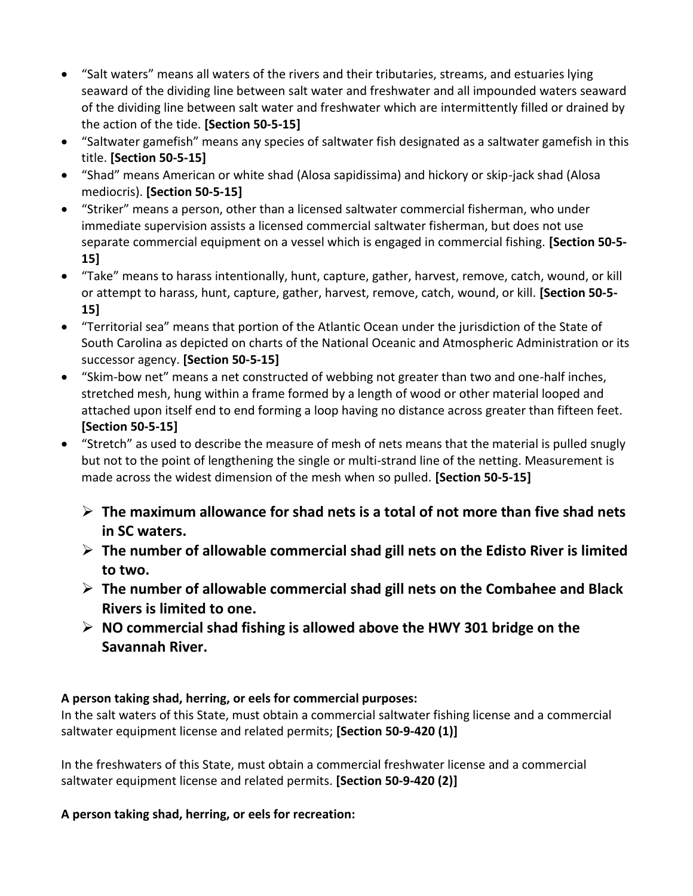- “Salt waters” means all waters of the rivers and their tributaries, streams, and estuaries lying seaward of the dividing line between salt water and freshwater and all impounded waters seaward of the dividing line between salt water and freshwater which are intermittently filled or drained by the action of the tide. **[Section 50-5-15]**
- “Saltwater gamefish” means any species of saltwater fish designated as a saltwater gamefish in this title. **[Section 50-5-15]**
- “Shad” means American or white shad (Alosa sapidissima) and hickory or skip-jack shad (Alosa mediocris). **[Section 50-5-15]**
- “Striker” means a person, other than a licensed saltwater commercial fisherman, who under immediate supervision assists a licensed commercial saltwater fisherman, but does not use separate commercial equipment on a vessel which is engaged in commercial fishing. **[Section 50-5-15]**
- “Take” means to harass intentionally, hunt, capture, gather, harvest, remove, catch, wound, or kill or attempt to harass, hunt, capture, gather, harvest, remove, catch, wound, or kill. **[Section 50-5-15]**
- “Territorial sea” means that portion of the Atlantic Ocean under the jurisdiction of the State of South Carolina as depicted on charts of the National Oceanic and Atmospheric Administration or its successor agency. **[Section 50-5-15]**
- “Skim-bow net” means a net constructed of webbing not greater than two and one-half inches, stretched mesh, hung within a frame formed by a length of wood or other material looped and attached upon itself end to end forming a loop having no distance across greater than fifteen feet. **[Section 50-5-15]**
- “Stretch” as used to describe the measure of mesh of nets means that the material is pulled snugly but not to the point of lengthening the single or multi-strand line of the netting. Measurement is made across the widest dimension of the mesh when so pulled. **[Section 50-5-15]**

  - **The maximum allowance for shad nets is a total of not more than five shad nets in SC waters.**
  - **The number of allowable commercial shad gill nets on the Edisto River is limited to two.**
  - **The number of allowable commercial shad gill nets on the Combahee and Black Rivers is limited to one.**
  - **NO commercial shad fishing is allowed above the HWY 301 bridge on the Savannah River.**

**A person taking shad, herring, or eels for commercial purposes:**
In the salt waters of this State, must obtain a commercial saltwater fishing license and a commercial saltwater equipment license and related permits; **[Section 50-9-420 (1)]**

In the freshwaters of this State, must obtain a commercial freshwater license and a commercial saltwater equipment license and related permits. **[Section 50-9-420 (2)]**

**A person taking shad, herring, or eels for recreation:**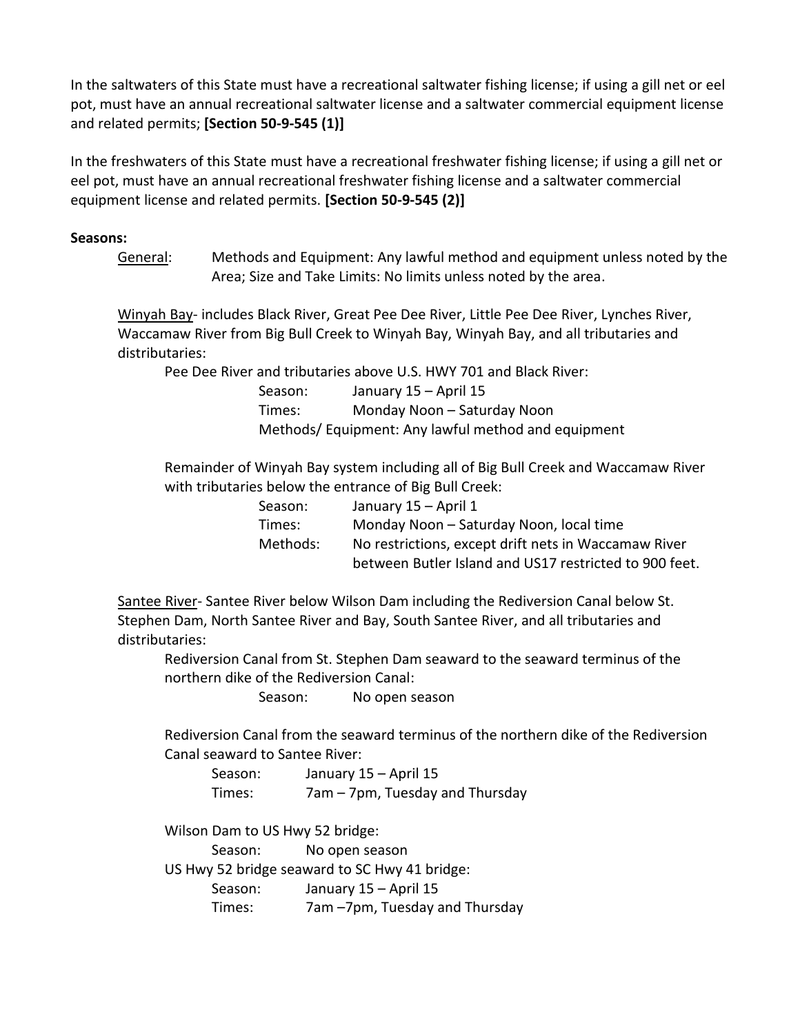In the saltwaters of this State must have a recreational saltwater fishing license; if using a gill net or eel pot, must have an annual recreational saltwater license and a saltwater commercial equipment license and related permits; **[Section 50-9-545 (1)]**

In the freshwaters of this State must have a recreational freshwater fishing license; if using a gill net or eel pot, must have an annual recreational freshwater fishing license and a saltwater commercial equipment license and related permits. **[Section 50-9-545 (2)]**

**Seasons:**

<u>General</u>: Methods and Equipment: Any lawful method and equipment unless noted by the Area; Size and Take Limits: No limits unless noted by the area.

<u>Winyah Bay</u>- includes Black River, Great Pee Dee River, Little Pee Dee River, Lynches River, Waccamaw River from Big Bull Creek to Winyah Bay, Winyah Bay, and all tributaries and distributaries:

Pee Dee River and tributaries above U.S. HWY 701 and Black River:

- Season: January 15 – April 15
- Times: Monday Noon – Saturday Noon
- Methods/ Equipment: Any lawful method and equipment

Remainder of Winyah Bay system including all of Big Bull Creek and Waccamaw River with tributaries below the entrance of Big Bull Creek:

- Season: January 15 – April 1
- Times: Monday Noon – Saturday Noon, local time
- Methods: No restrictions, except drift nets in Waccamaw River between Butler Island and US17 restricted to 900 feet.

<u>Santee River</u>- Santee River below Wilson Dam including the Rediversion Canal below St. Stephen Dam, North Santee River and Bay, South Santee River, and all tributaries and distributaries:

Rediversion Canal from St. Stephen Dam seaward to the seaward terminus of the northern dike of the Rediversion Canal:

- Season: No open season

Rediversion Canal from the seaward terminus of the northern dike of the Rediversion Canal seaward to Santee River:

- Season: January 15 – April 15
- Times: 7am – 7pm, Tuesday and Thursday

Wilson Dam to US Hwy 52 bridge:

- Season: No open season

US Hwy 52 bridge seaward to SC Hwy 41 bridge:

- Season: January 15 – April 15
- Times: 7am –7pm, Tuesday and Thursday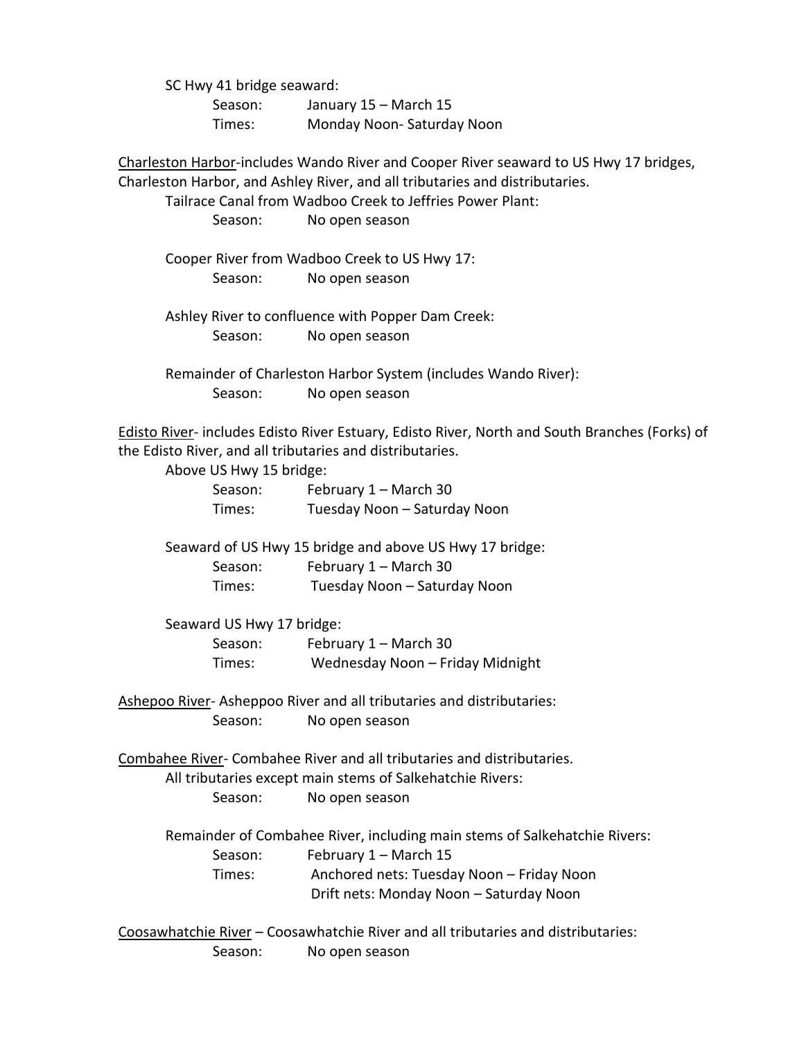SC Hwy 41 bridge seaward:

Season: January 15 – March 15
Times: Monday Noon- Saturday Noon

<u>Charleston Harbor</u>-includes Wando River and Cooper River seaward to US Hwy 17 bridges, Charleston Harbor, and Ashley River, and all tributaries and distributaries.

Tailrace Canal from Wadboo Creek to Jeffries Power Plant:

Season: No open season

Cooper River from Wadboo Creek to US Hwy 17:

Season: No open season

Ashley River to confluence with Popper Dam Creek:

Season: No open season

Remainder of Charleston Harbor System (includes Wando River):

Season: No open season

<u>Edisto River</u>- includes Edisto River Estuary, Edisto River, North and South Branches (Forks) of the Edisto River, and all tributaries and distributaries.

Above US Hwy 15 bridge:

Season: February 1 – March 30
Times: Tuesday Noon – Saturday Noon

Seaward of US Hwy 15 bridge and above US Hwy 17 bridge:

Season: February 1 – March 30
Times: Tuesday Noon – Saturday Noon

Seaward US Hwy 17 bridge:

Season: February 1 – March 30
Times: Wednesday Noon – Friday Midnight

<u>Ashepoo River</u>- Asheppoo River and all tributaries and distributaries:

Season: No open season

<u>Combahee River</u>- Combahee River and all tributaries and distributaries.

All tributaries except main stems of Salkehatchie Rivers:

Season: No open season

Remainder of Combahee River, including main stems of Salkehatchie Rivers:

Season: February 1 – March 15
Times: Anchored nets: Tuesday Noon – Friday Noon
Drift nets: Monday Noon – Saturday Noon

<u>Coosawhatchie River</u> – Coosawhatchie River and all tributaries and distributaries:

Season: No open season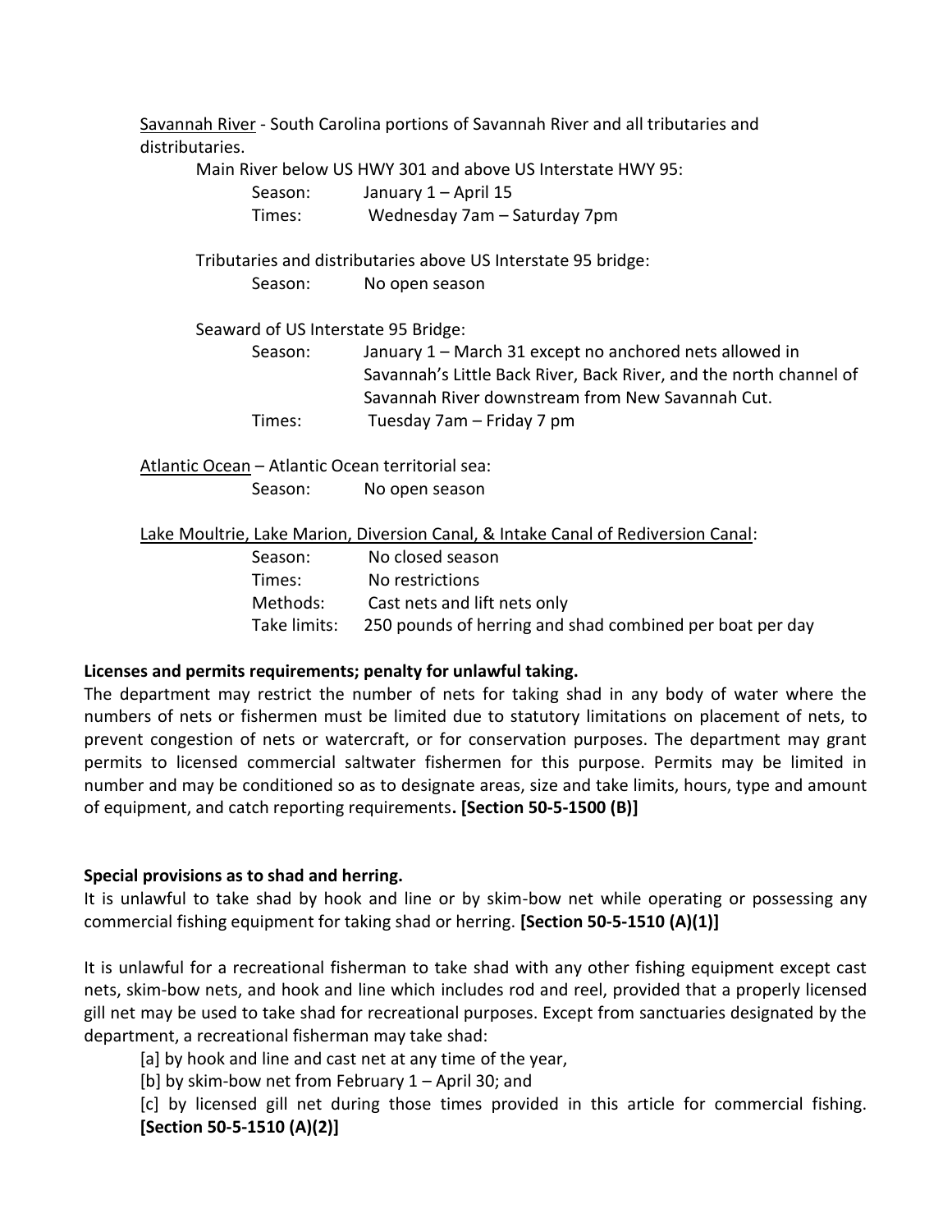Savannah River - South Carolina portions of Savannah River and all tributaries and distributaries.

Main River below US HWY 301 and above US Interstate HWY 95:

| | |
|---|---|
| Season: | January 1 – April 15 |
| Times: | Wednesday 7am – Saturday 7pm |

Tributaries and distributaries above US Interstate 95 bridge:

| | |
|---|---|
| Season: | No open season |

Seaward of US Interstate 95 Bridge:

| | |
|---|---|
| Season: | January 1 – March 31 except no anchored nets allowed in Savannah's Little Back River, Back River, and the north channel of Savannah River downstream from New Savannah Cut. |
| Times: | Tuesday 7am – Friday 7 pm |

Atlantic Ocean – Atlantic Ocean territorial sea:

| | |
|---|---|
| Season: | No open season |

Lake Moultrie, Lake Marion, Diversion Canal, & Intake Canal of Rediversion Canal:

| | |
|---|---|
| Season: | No closed season |
| Times: | No restrictions |
| Methods: | Cast nets and lift nets only |
| Take limits: | 250 pounds of herring and shad combined per boat per day |

**Licenses and permits requirements; penalty for unlawful taking.**

The department may restrict the number of nets for taking shad in any body of water where the numbers of nets or fishermen must be limited due to statutory limitations on placement of nets, to prevent congestion of nets or watercraft, or for conservation purposes. The department may grant permits to licensed commercial saltwater fishermen for this purpose. Permits may be limited in number and may be conditioned so as to designate areas, size and take limits, hours, type and amount of equipment, and catch reporting requirements**. [Section 50-5-1500 (B)]**

**Special provisions as to shad and herring.**

It is unlawful to take shad by hook and line or by skim-bow net while operating or possessing any commercial fishing equipment for taking shad or herring. **[Section 50-5-1510 (A)(1)]**

It is unlawful for a recreational fisherman to take shad with any other fishing equipment except cast nets, skim-bow nets, and hook and line which includes rod and reel, provided that a properly licensed gill net may be used to take shad for recreational purposes. Except from sanctuaries designated by the department, a recreational fisherman may take shad:

[a] by hook and line and cast net at any time of the year,

[b] by skim-bow net from February 1 – April 30; and

[c] by licensed gill net during those times provided in this article for commercial fishing. **[Section 50-5-1510 (A)(2)]**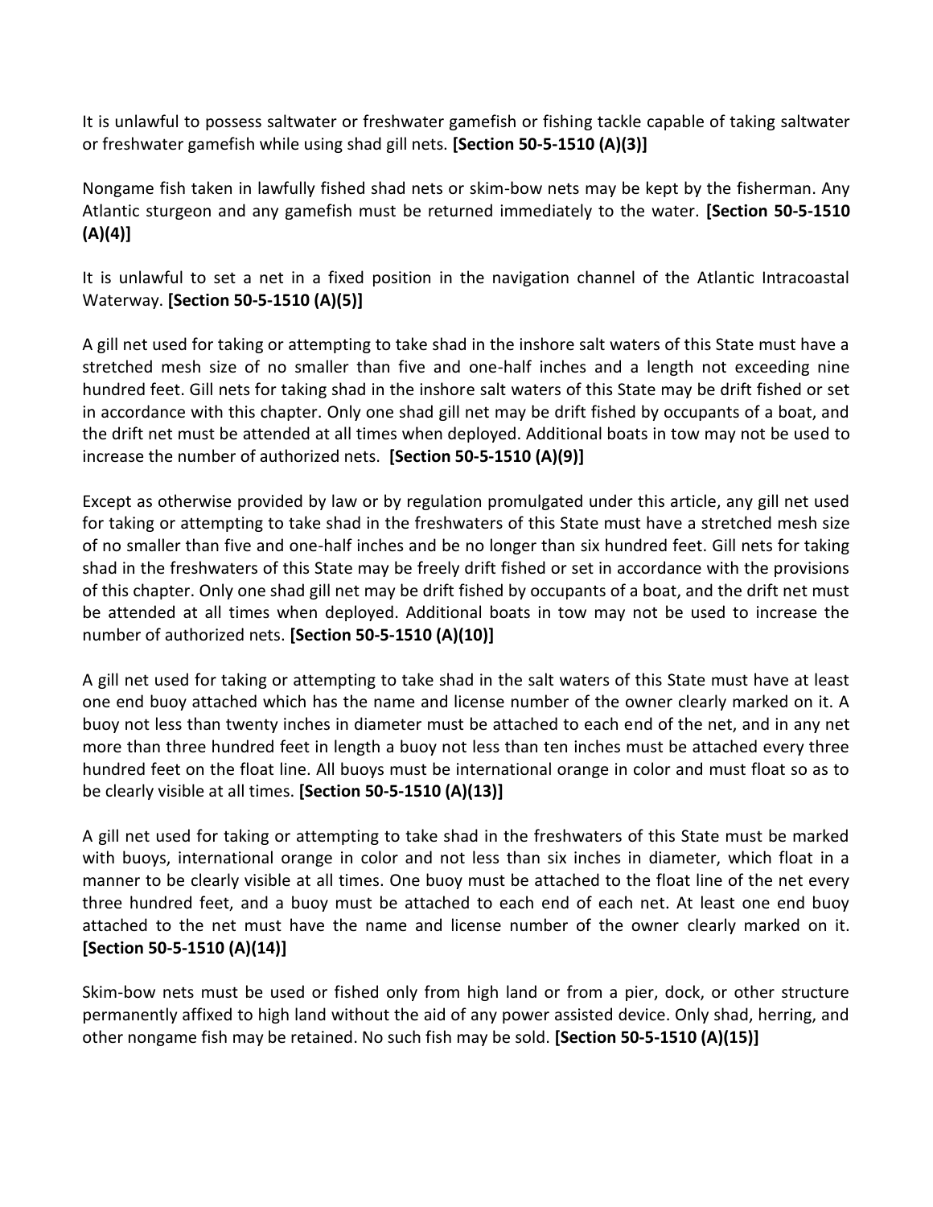It is unlawful to possess saltwater or freshwater gamefish or fishing tackle capable of taking saltwater or freshwater gamefish while using shad gill nets. **[Section 50-5-1510 (A)(3)]**

Nongame fish taken in lawfully fished shad nets or skim-bow nets may be kept by the fisherman. Any Atlantic sturgeon and any gamefish must be returned immediately to the water. **[Section 50-5-1510 (A)(4)]**

It is unlawful to set a net in a fixed position in the navigation channel of the Atlantic Intracoastal Waterway. **[Section 50-5-1510 (A)(5)]**

A gill net used for taking or attempting to take shad in the inshore salt waters of this State must have a stretched mesh size of no smaller than five and one-half inches and a length not exceeding nine hundred feet. Gill nets for taking shad in the inshore salt waters of this State may be drift fished or set in accordance with this chapter. Only one shad gill net may be drift fished by occupants of a boat, and the drift net must be attended at all times when deployed. Additional boats in tow may not be used to increase the number of authorized nets. **[Section 50-5-1510 (A)(9)]**

Except as otherwise provided by law or by regulation promulgated under this article, any gill net used for taking or attempting to take shad in the freshwaters of this State must have a stretched mesh size of no smaller than five and one-half inches and be no longer than six hundred feet. Gill nets for taking shad in the freshwaters of this State may be freely drift fished or set in accordance with the provisions of this chapter. Only one shad gill net may be drift fished by occupants of a boat, and the drift net must be attended at all times when deployed. Additional boats in tow may not be used to increase the number of authorized nets. **[Section 50-5-1510 (A)(10)]**

A gill net used for taking or attempting to take shad in the salt waters of this State must have at least one end buoy attached which has the name and license number of the owner clearly marked on it. A buoy not less than twenty inches in diameter must be attached to each end of the net, and in any net more than three hundred feet in length a buoy not less than ten inches must be attached every three hundred feet on the float line. All buoys must be international orange in color and must float so as to be clearly visible at all times. **[Section 50-5-1510 (A)(13)]**

A gill net used for taking or attempting to take shad in the freshwaters of this State must be marked with buoys, international orange in color and not less than six inches in diameter, which float in a manner to be clearly visible at all times. One buoy must be attached to the float line of the net every three hundred feet, and a buoy must be attached to each end of each net. At least one end buoy attached to the net must have the name and license number of the owner clearly marked on it. **[Section 50-5-1510 (A)(14)]**

Skim-bow nets must be used or fished only from high land or from a pier, dock, or other structure permanently affixed to high land without the aid of any power assisted device. Only shad, herring, and other nongame fish may be retained. No such fish may be sold. **[Section 50-5-1510 (A)(15)]**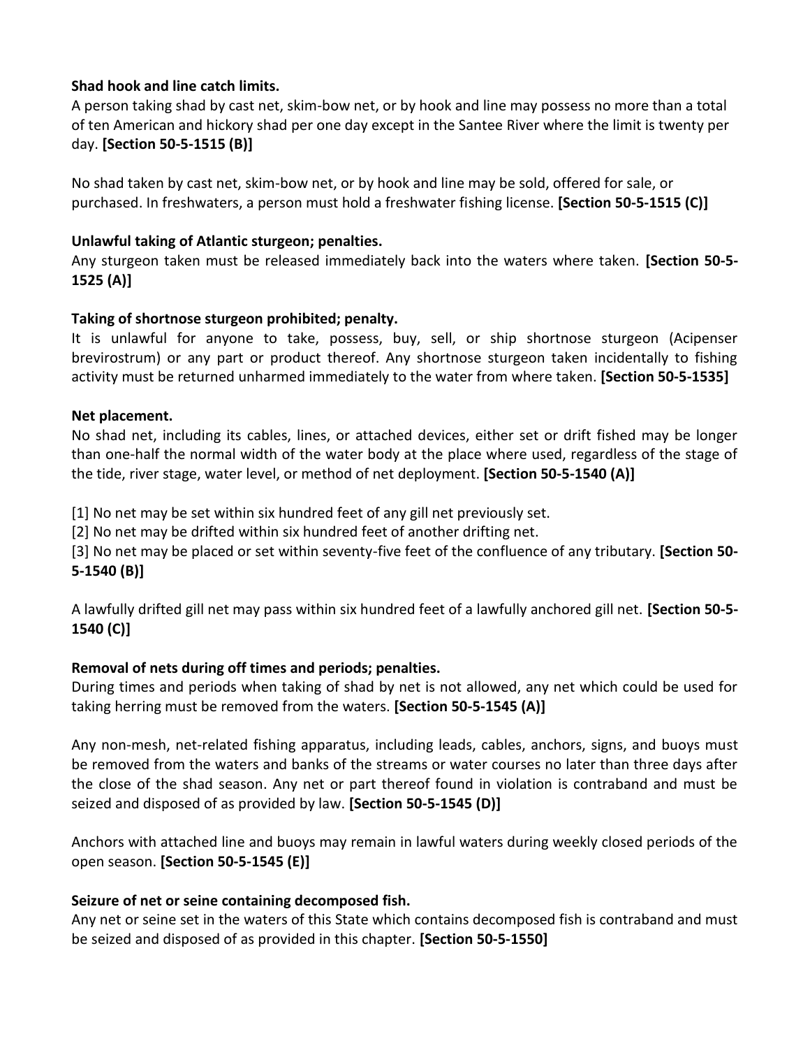**Shad hook and line catch limits.**
A person taking shad by cast net, skim-bow net, or by hook and line may possess no more than a total of ten American and hickory shad per one day except in the Santee River where the limit is twenty per day. **[Section 50-5-1515 (B)]**

No shad taken by cast net, skim-bow net, or by hook and line may be sold, offered for sale, or purchased. In freshwaters, a person must hold a freshwater fishing license. **[Section 50-5-1515 (C)]**

**Unlawful taking of Atlantic sturgeon; penalties.**
Any sturgeon taken must be released immediately back into the waters where taken. **[Section 50-5-1525 (A)]**

**Taking of shortnose sturgeon prohibited; penalty.**
It is unlawful for anyone to take, possess, buy, sell, or ship shortnose sturgeon (Acipenser brevirostrum) or any part or product thereof. Any shortnose sturgeon taken incidentally to fishing activity must be returned unharmed immediately to the water from where taken. **[Section 50-5-1535]**

**Net placement.**
No shad net, including its cables, lines, or attached devices, either set or drift fished may be longer than one-half the normal width of the water body at the place where used, regardless of the stage of the tide, river stage, water level, or method of net deployment. **[Section 50-5-1540 (A)]**

[1] No net may be set within six hundred feet of any gill net previously set.
[2] No net may be drifted within six hundred feet of another drifting net.
[3] No net may be placed or set within seventy-five feet of the confluence of any tributary. **[Section 50-5-1540 (B)]**

A lawfully drifted gill net may pass within six hundred feet of a lawfully anchored gill net. **[Section 50-5-1540 (C)]**

**Removal of nets during off times and periods; penalties.**
During times and periods when taking of shad by net is not allowed, any net which could be used for taking herring must be removed from the waters. **[Section 50-5-1545 (A)]**

Any non-mesh, net-related fishing apparatus, including leads, cables, anchors, signs, and buoys must be removed from the waters and banks of the streams or water courses no later than three days after the close of the shad season. Any net or part thereof found in violation is contraband and must be seized and disposed of as provided by law. **[Section 50-5-1545 (D)]**

Anchors with attached line and buoys may remain in lawful waters during weekly closed periods of the open season. **[Section 50-5-1545 (E)]**

**Seizure of net or seine containing decomposed fish.**
Any net or seine set in the waters of this State which contains decomposed fish is contraband and must be seized and disposed of as provided in this chapter. **[Section 50-5-1550]**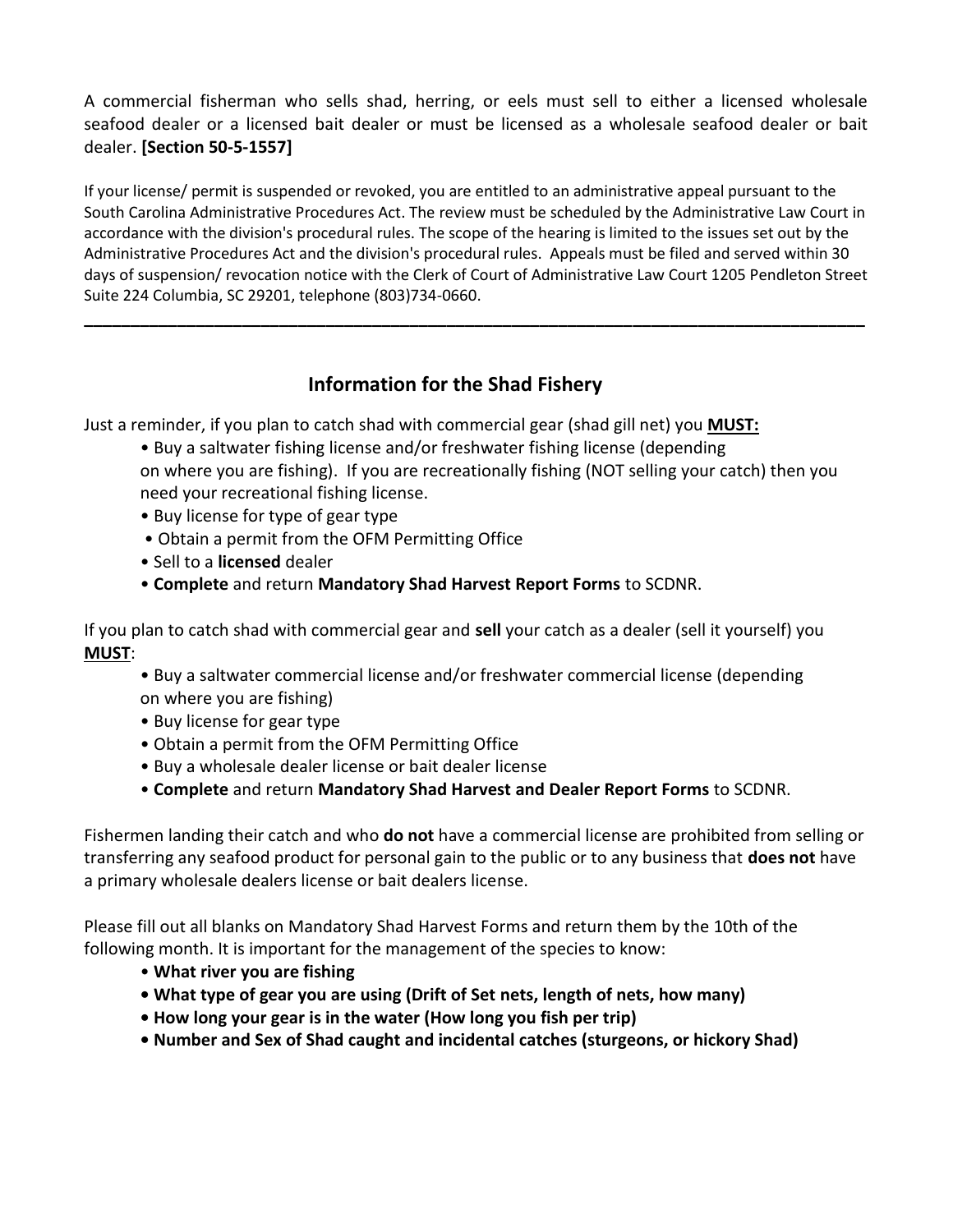A commercial fisherman who sells shad, herring, or eels must sell to either a licensed wholesale seafood dealer or a licensed bait dealer or must be licensed as a wholesale seafood dealer or bait dealer. **[Section 50-5-1557]**

If your license/ permit is suspended or revoked, you are entitled to an administrative appeal pursuant to the South Carolina Administrative Procedures Act. The review must be scheduled by the Administrative Law Court in accordance with the division's procedural rules. The scope of the hearing is limited to the issues set out by the Administrative Procedures Act and the division's procedural rules. Appeals must be filed and served within 30 days of suspension/ revocation notice with the Clerk of Court of Administrative Law Court 1205 Pendleton Street Suite 224 Columbia, SC 29201, telephone (803)734-0660.

---

## Information for the Shad Fishery

Just a reminder, if you plan to catch shad with commercial gear (shad gill net) you **MUST:**

- Buy a saltwater fishing license and/or freshwater fishing license (depending on where you are fishing). If you are recreationally fishing (NOT selling your catch) then you need your recreational fishing license.
- Buy license for type of gear type
- Obtain a permit from the OFM Permitting Office
- Sell to a **licensed** dealer
- **Complete** and return **Mandatory Shad Harvest Report Forms** to SCDNR.

If you plan to catch shad with commercial gear and **sell** your catch as a dealer (sell it yourself) you **MUST**:

- Buy a saltwater commercial license and/or freshwater commercial license (depending on where you are fishing)
- Buy license for gear type
- Obtain a permit from the OFM Permitting Office
- Buy a wholesale dealer license or bait dealer license
- **Complete** and return **Mandatory Shad Harvest and Dealer Report Forms** to SCDNR.

Fishermen landing their catch and who **do not** have a commercial license are prohibited from selling or transferring any seafood product for personal gain to the public or to any business that **does not** have a primary wholesale dealers license or bait dealers license.

Please fill out all blanks on Mandatory Shad Harvest Forms and return them by the 10th of the following month. It is important for the management of the species to know:

- **What river you are fishing**
- **What type of gear you are using (Drift of Set nets, length of nets, how many)**
- **How long your gear is in the water (How long you fish per trip)**
- **Number and Sex of Shad caught and incidental catches (sturgeons, or hickory Shad)**